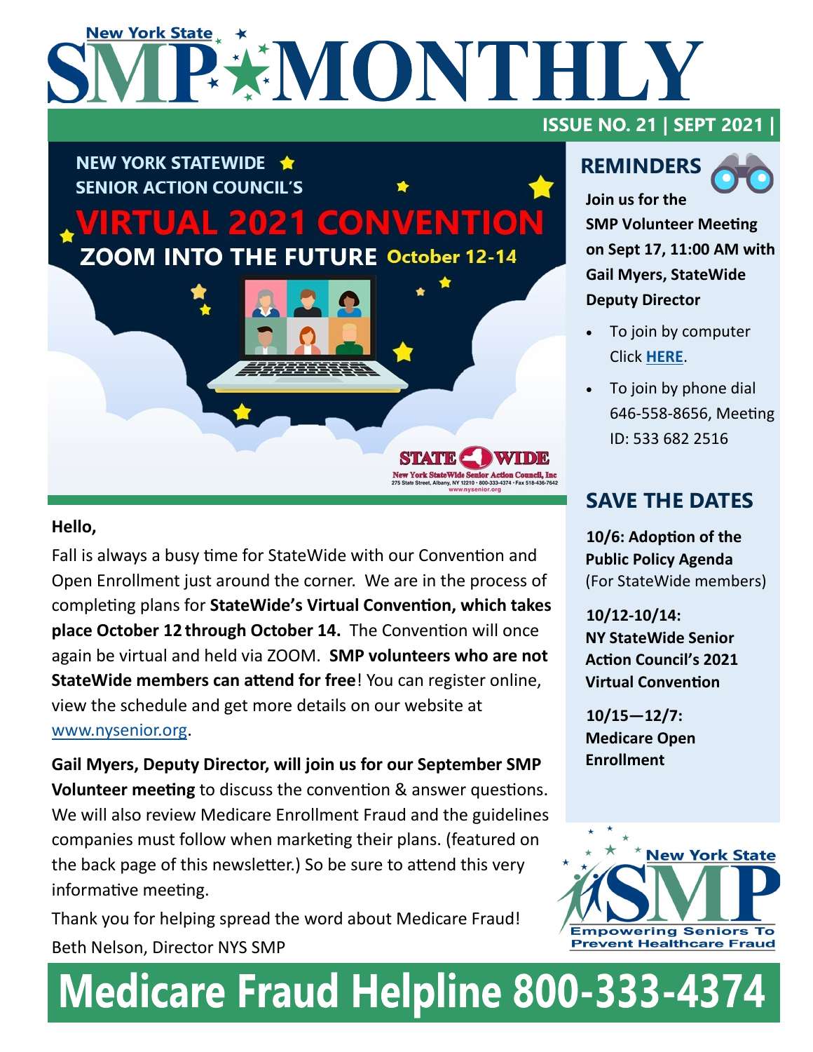# New York State SMP MONTHLY

**ISSUE NO. 21 | SEPT 2021 |**

NEW YORK STATEWIDE SENIOR ACTION COUNCIL'S

**VIRTUAL 2021 CONVENTION**

**ZOOM INTO THE FUTURE October 12-14**

STATEWIDE
New York StateWide Senior Action Council, Inc
275 State Street, Albany, NY 12210 • 800-333-4374 • Fax 518-436-7642
www.nysenior.org

**Hello,**

Fall is always a busy time for StateWide with our Convention and Open Enrollment just around the corner. We are in the process of completing plans for **StateWide's Virtual Convention, which takes place October 12 through October 14.** The Convention will once again be virtual and held via ZOOM. **SMP volunteers who are not StateWide members can attend for free**! You can register online, view the schedule and get more details on our website at www.nysenior.org.

**Gail Myers, Deputy Director, will join us for our September SMP Volunteer meeting** to discuss the convention & answer questions. We will also review Medicare Enrollment Fraud and the guidelines companies must follow when marketing their plans. (featured on the back page of this newsletter.) So be sure to attend this very informative meeting.

Thank you for helping spread the word about Medicare Fraud!

Beth Nelson, Director NYS SMP

## REMINDERS

**Join us for the SMP Volunteer Meeting on Sept 17, 11:00 AM with Gail Myers, StateWide Deputy Director**

- To join by computer Click **HERE**.
- To join by phone dial 646-558-8656, Meeting ID: 533 682 2516

## SAVE THE DATES

**10/6: Adoption of the Public Policy Agenda** (For StateWide members)

**10/12-10/14: NY StateWide Senior Action Council's 2021 Virtual Convention**

**10/15—12/7: Medicare Open Enrollment**

New York State SMP
Empowering Seniors To Prevent Healthcare Fraud

# Medicare Fraud Helpline 800-333-4374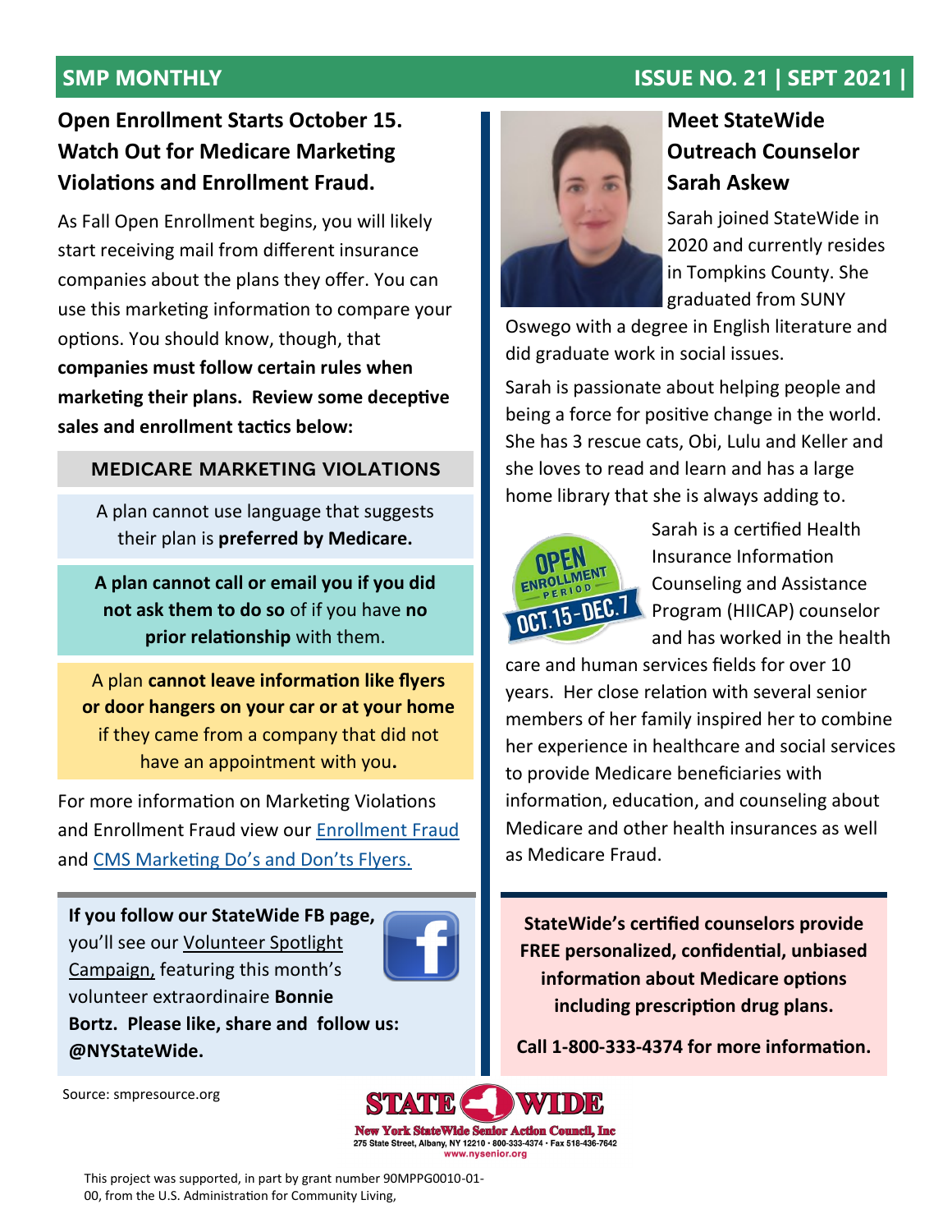SMP MONTHLY

ISSUE NO. 21 | SEPT 2021 |

## Open Enrollment Starts October 15. Watch Out for Medicare Marketing Violations and Enrollment Fraud.

As Fall Open Enrollment begins, you will likely start receiving mail from different insurance companies about the plans they offer. You can use this marketing information to compare your options. You should know, though, that **companies must follow certain rules when marketing their plans. Review some deceptive sales and enrollment tactics below:**

### MEDICARE MARKETING VIOLATIONS

A plan cannot use language that suggests their plan is **preferred by Medicare.**

**A plan cannot call or email you if you did not ask them to do so** of if you have **no prior relationship** with them.

A plan **cannot leave information like flyers or door hangers on your car or at your home** if they came from a company that did not have an appointment with you**.**

For more information on Marketing Violations and Enrollment Fraud view our Enrollment Fraud and CMS Marketing Do's and Don'ts Flyers.

**If you follow our StateWide FB page,** you'll see our Volunteer Spotlight Campaign, featuring this month's volunteer extraordinaire **Bonnie Bortz. Please like, share and follow us: @NYStateWide.**

## Meet StateWide Outreach Counselor Sarah Askew

Sarah joined StateWide in 2020 and currently resides in Tompkins County. She graduated from SUNY Oswego with a degree in English literature and did graduate work in social issues.

Sarah is passionate about helping people and being a force for positive change in the world. She has 3 rescue cats, Obi, Lulu and Keller and she loves to read and learn and has a large home library that she is always adding to.

OPEN ENROLLMENT PERIOD OCT.15-DEC.7

Sarah is a certified Health Insurance Information Counseling and Assistance Program (HIICAP) counselor and has worked in the health care and human services fields for over 10 years. Her close relation with several senior members of her family inspired her to combine her experience in healthcare and social services to provide Medicare beneficiaries with information, education, and counseling about Medicare and other health insurances as well as Medicare Fraud.

**StateWide's certified counselors provide FREE personalized, confidential, unbiased information about Medicare options including prescription drug plans.**

**Call 1-800-333-4374 for more information.**

Source: smpresource.org

STATE WIDE
New York StateWide Senior Action Council, Inc
275 State Street, Albany, NY 12210 • 800-333-4374 • Fax 518-436-7642
www.nysenior.org

This project was supported, in part by grant number 90MPPG0010-01-00, from the U.S. Administration for Community Living,